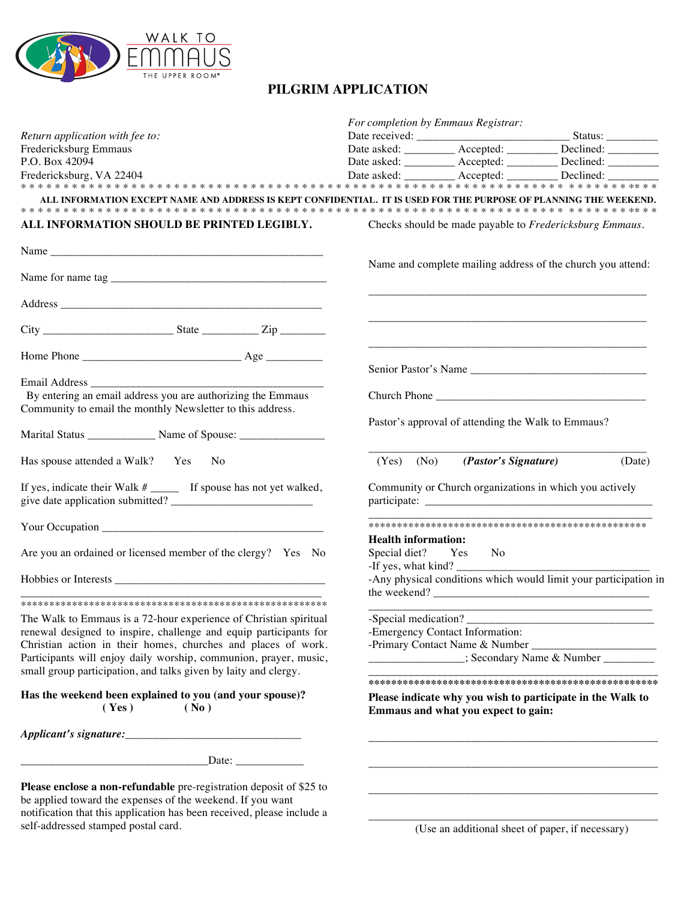WALK TO EMMAUS
THE UPPER ROOM®

# PILGRIM APPLICATION

*Return application with fee to:*
Fredericksburg Emmaus
P.O. Box 42094
Fredericksburg, VA 22404

*For completion by Emmaus Registrar:*
Date received: ___________________________ Status: _________
Date asked: _________ Accepted: _________ Declined: _________
Date asked: _________ Accepted: _________ Declined: _________
Date asked: _________ Accepted: _________ Declined: _________

* * * * * * * * * * * * * * * * * * * * * * * * * * * * * * * * * * * * * * * * * * * * * * * * * * * * * * * * * * * * * * * * * *

**ALL INFORMATION EXCEPT NAME AND ADDRESS IS KEPT CONFIDENTIAL. IT IS USED FOR THE PURPOSE OF PLANNING THE WEEKEND.**

* * * * * * * * * * * * * * * * * * * * * * * * * * * * * * * * * * * * * * * * * * * * * * * * * * * * * * * * * * * * * * * * * *

**ALL INFORMATION SHOULD BE PRINTED LEGIBLY.**

Name ________________________________________________

Name for name tag ______________________________________

Address _______________________________________________

City _______________________ State __________ Zip ________

Home Phone ____________________________ Age __________

Email Address ___________________________________________
By entering an email address you are authorizing the Emmaus Community to email the monthly Newsletter to this address.

Marital Status ____________ Name of Spouse: _______________

Has spouse attended a Walk? Yes No

If yes, indicate their Walk # _____ If spouse has not yet walked, give date application submitted? _________________________

Your Occupation _________________________________________

Are you an ordained or licensed member of the clergy? Yes No

Hobbies or Interests ______________________________________
_______________________________________________________

*******************************************************

The Walk to Emmaus is a 72-hour experience of Christian spiritual renewal designed to inspire, challenge and equip participants for Christian action in their homes, churches and places of work. Participants will enjoy daily worship, communion, prayer, music, small group participation, and talks given by laity and clergy.

**Has the weekend been explained to you (and your spouse)?**
**( Yes )** **( No )**

***Applicant's signature:*** ________________________________

_________________________________Date: ____________

**Please enclose a non-refundable** pre-registration deposit of $25 to be applied toward the expenses of the weekend. If you want notification that this application has been received, please include a self-addressed stamped postal card.

Checks should be made payable to *Fredericksburg Emmaus*.

Name and complete mailing address of the church you attend:

_________________________________________________

_________________________________________________

_________________________________________________

Senior Pastor's Name _______________________________

Church Phone ______________________________________

Pastor's approval of attending the Walk to Emmaus?

_________________________________________________
(Yes) (No) ***(Pastor's Signature)*** (Date)

Community or Church organizations in which you actively participate: __________________________________________
_________________________________________________

************************************************

**Health information:**
Special diet? Yes No
-If yes, what kind? __________________________________
-Any physical conditions which would limit your participation in the weekend? _______________________________________
_________________________________________________
-Special medication? _________________________________
-Emergency Contact Information:
-Primary Contact Name & Number ______________________
________________; Secondary Name & Number _________
_________________________________________________

*****************************************************

**Please indicate why you wish to participate in the Walk to Emmaus and what you expect to gain:**

_________________________________________________

_________________________________________________

_________________________________________________

_________________________________________________
(Use an additional sheet of paper, if necessary)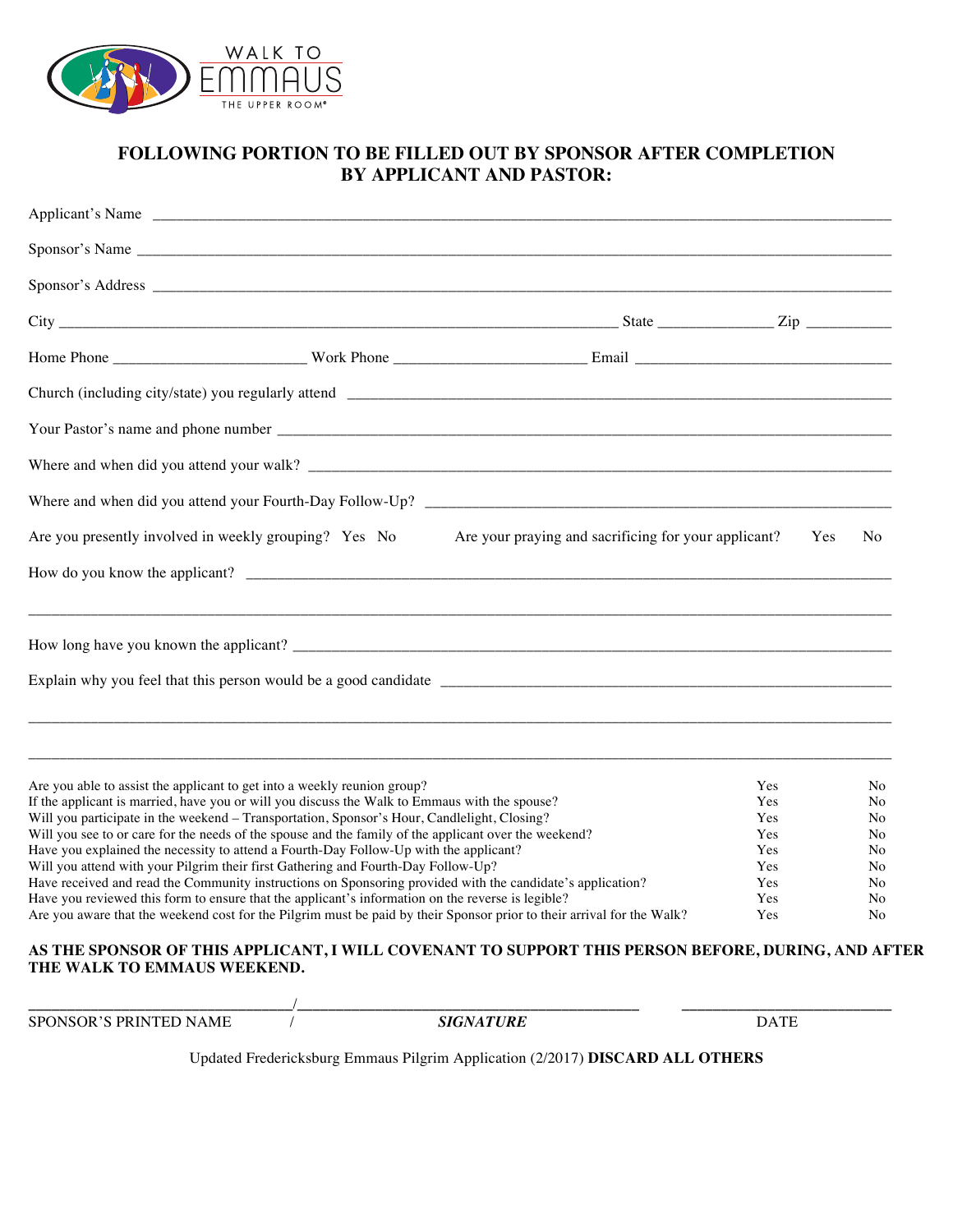WALK TO EMMAUS
THE UPPER ROOM®

## FOLLOWING PORTION TO BE FILLED OUT BY SPONSOR AFTER COMPLETION BY APPLICANT AND PASTOR:

Applicant's Name ______________________________________________

Sponsor's Name ______________________________________________

Sponsor's Address ______________________________________________

City ______________________________ State __________ Zip ________

Home Phone __________________ Work Phone __________________ Email __________________________

Church (including city/state) you regularly attend ______________________________________________

Your Pastor's name and phone number ______________________________________________

Where and when did you attend your walk? ______________________________________________

Where and when did you attend your Fourth-Day Follow-Up? ______________________________________________

Are you presently involved in weekly grouping? Yes No     Are your praying and sacrificing for your applicant? Yes No

How do you know the applicant? ______________________________________________

______________________________________________________________________________

How long have you known the applicant? ______________________________________________

Explain why you feel that this person would be a good candidate ______________________________________________

______________________________________________________________________________

______________________________________________________________________________

| | | |
|---|---|---|
| Are you able to assist the applicant to get into a weekly reunion group? | Yes | No |
| If the applicant is married, have you or will you discuss the Walk to Emmaus with the spouse? | Yes | No |
| Will you participate in the weekend – Transportation, Sponsor's Hour, Candlelight, Closing? | Yes | No |
| Will you see to or care for the needs of the spouse and the family of the applicant over the weekend? | Yes | No |
| Have you explained the necessity to attend a Fourth-Day Follow-Up with the applicant? | Yes | No |
| Will you attend with your Pilgrim their first Gathering and Fourth-Day Follow-Up? | Yes | No |
| Have received and read the Community instructions on Sponsoring provided with the candidate's application? | Yes | No |
| Have you reviewed this form to ensure that the applicant's information on the reverse is legible? | Yes | No |
| Are you aware that the weekend cost for the Pilgrim must be paid by their Sponsor prior to their arrival for the Walk? | Yes | No |

**AS THE SPONSOR OF THIS APPLICANT, I WILL COVENANT TO SUPPORT THIS PERSON BEFORE, DURING, AND AFTER THE WALK TO EMMAUS WEEKEND.**

______________________ / ______________________________     ____________________
SPONSOR'S PRINTED NAME / ***SIGNATURE***     DATE

Updated Fredericksburg Emmaus Pilgrim Application (2/2017) **DISCARD ALL OTHERS**